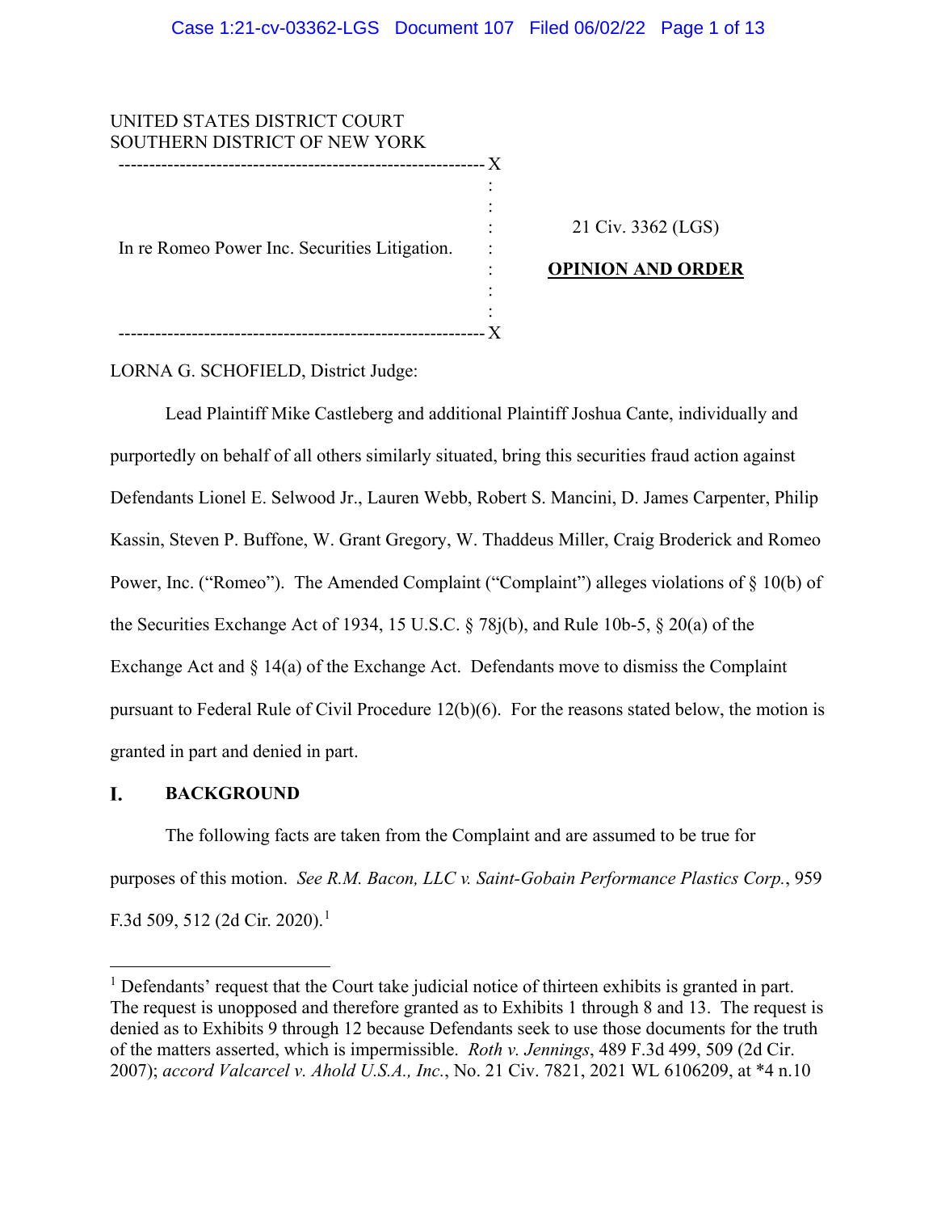UNITED STATES DISTRICT COURT
SOUTHERN DISTRICT OF NEW YORK

In re Romeo Power Inc. Securities Litigation.

21 Civ. 3362 (LGS)

**OPINION AND ORDER**

LORNA G. SCHOFIELD, District Judge:

Lead Plaintiff Mike Castleberg and additional Plaintiff Joshua Cante, individually and purportedly on behalf of all others similarly situated, bring this securities fraud action against Defendants Lionel E. Selwood Jr., Lauren Webb, Robert S. Mancini, D. James Carpenter, Philip Kassin, Steven P. Buffone, W. Grant Gregory, W. Thaddeus Miller, Craig Broderick and Romeo Power, Inc. ("Romeo"). The Amended Complaint ("Complaint") alleges violations of § 10(b) of the Securities Exchange Act of 1934, 15 U.S.C. § 78j(b), and Rule 10b-5, § 20(a) of the Exchange Act and § 14(a) of the Exchange Act. Defendants move to dismiss the Complaint pursuant to Federal Rule of Civil Procedure 12(b)(6). For the reasons stated below, the motion is granted in part and denied in part.

## I. BACKGROUND

The following facts are taken from the Complaint and are assumed to be true for purposes of this motion. *See R.M. Bacon, LLC v. Saint-Gobain Performance Plastics Corp.*, 959 F.3d 509, 512 (2d Cir. 2020).[1]

[1] Defendants' request that the Court take judicial notice of thirteen exhibits is granted in part. The request is unopposed and therefore granted as to Exhibits 1 through 8 and 13. The request is denied as to Exhibits 9 through 12 because Defendants seek to use those documents for the truth of the matters asserted, which is impermissible. *Roth v. Jennings*, 489 F.3d 499, 509 (2d Cir. 2007); *accord Valcarcel v. Ahold U.S.A., Inc.*, No. 21 Civ. 7821, 2021 WL 6106209, at *4 n.10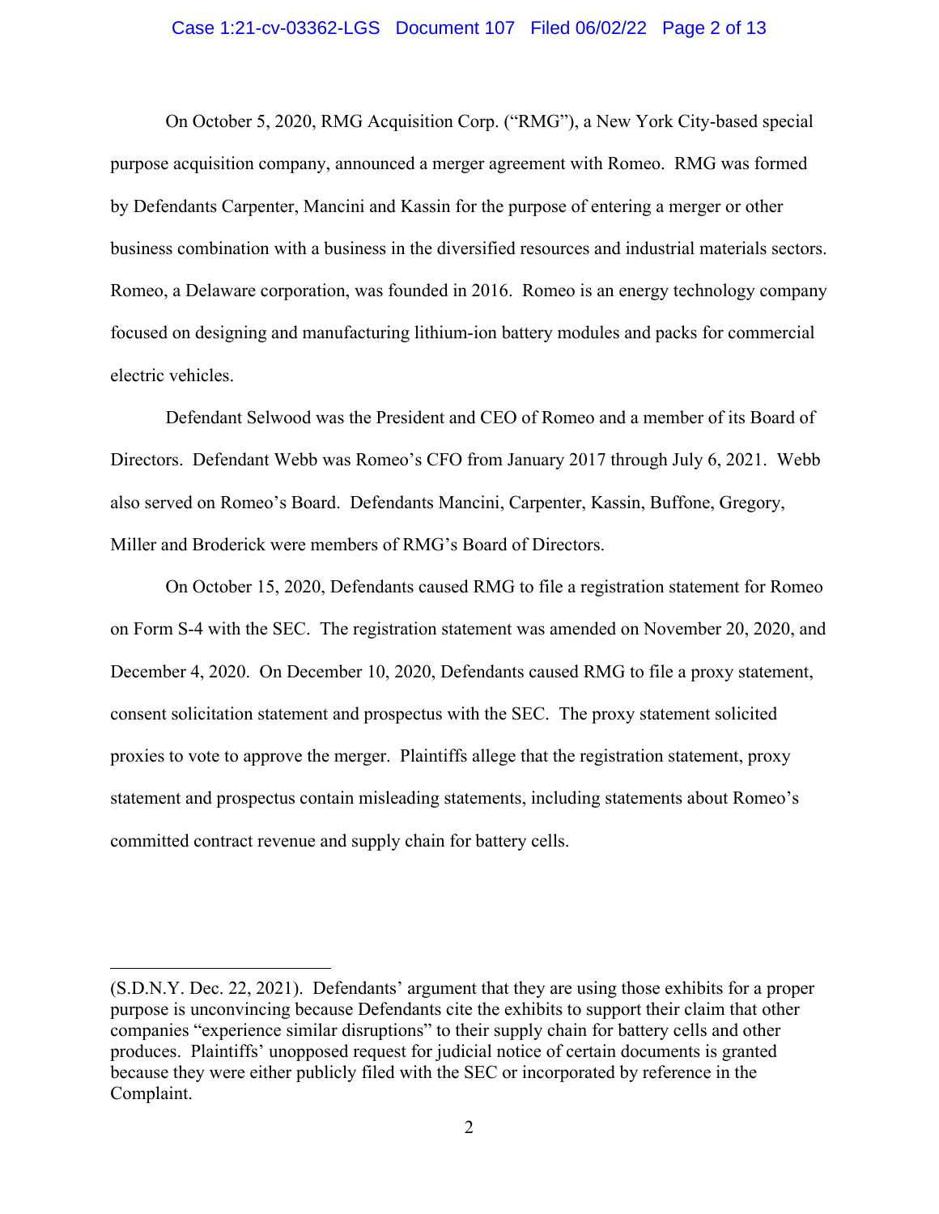On October 5, 2020, RMG Acquisition Corp. ("RMG"), a New York City-based special purpose acquisition company, announced a merger agreement with Romeo. RMG was formed by Defendants Carpenter, Mancini and Kassin for the purpose of entering a merger or other business combination with a business in the diversified resources and industrial materials sectors. Romeo, a Delaware corporation, was founded in 2016. Romeo is an energy technology company focused on designing and manufacturing lithium-ion battery modules and packs for commercial electric vehicles.

Defendant Selwood was the President and CEO of Romeo and a member of its Board of Directors. Defendant Webb was Romeo's CFO from January 2017 through July 6, 2021. Webb also served on Romeo's Board. Defendants Mancini, Carpenter, Kassin, Buffone, Gregory, Miller and Broderick were members of RMG's Board of Directors.

On October 15, 2020, Defendants caused RMG to file a registration statement for Romeo on Form S-4 with the SEC. The registration statement was amended on November 20, 2020, and December 4, 2020. On December 10, 2020, Defendants caused RMG to file a proxy statement, consent solicitation statement and prospectus with the SEC. The proxy statement solicited proxies to vote to approve the merger. Plaintiffs allege that the registration statement, proxy statement and prospectus contain misleading statements, including statements about Romeo's committed contract revenue and supply chain for battery cells.

---

(S.D.N.Y. Dec. 22, 2021). Defendants' argument that they are using those exhibits for a proper purpose is unconvincing because Defendants cite the exhibits to support their claim that other companies "experience similar disruptions" to their supply chain for battery cells and other produces. Plaintiffs' unopposed request for judicial notice of certain documents is granted because they were either publicly filed with the SEC or incorporated by reference in the Complaint.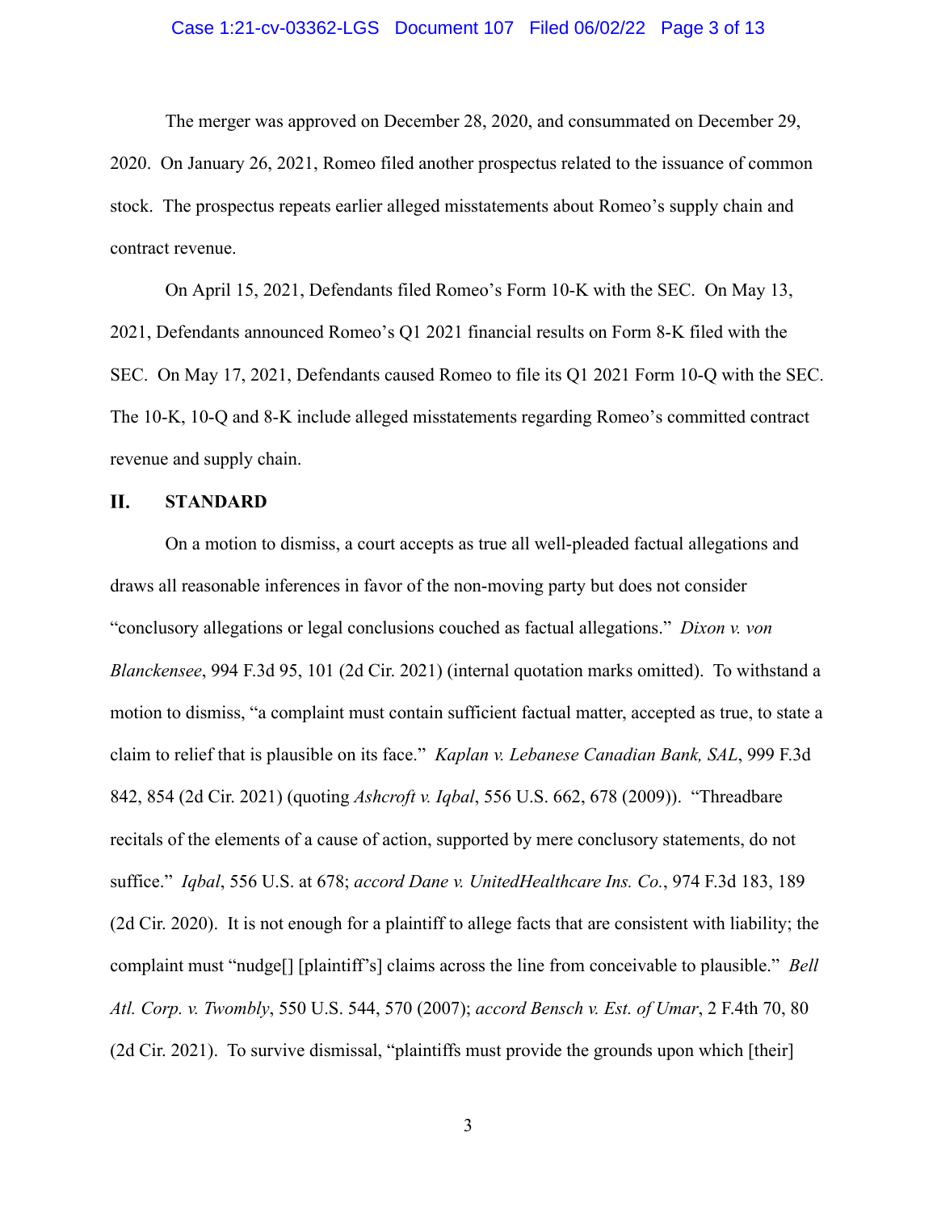The merger was approved on December 28, 2020, and consummated on December 29, 2020. On January 26, 2021, Romeo filed another prospectus related to the issuance of common stock. The prospectus repeats earlier alleged misstatements about Romeo's supply chain and contract revenue.

On April 15, 2021, Defendants filed Romeo's Form 10-K with the SEC. On May 13, 2021, Defendants announced Romeo's Q1 2021 financial results on Form 8-K filed with the SEC. On May 17, 2021, Defendants caused Romeo to file its Q1 2021 Form 10-Q with the SEC. The 10-K, 10-Q and 8-K include alleged misstatements regarding Romeo's committed contract revenue and supply chain.

## II. STANDARD

On a motion to dismiss, a court accepts as true all well-pleaded factual allegations and draws all reasonable inferences in favor of the non-moving party but does not consider "conclusory allegations or legal conclusions couched as factual allegations." *Dixon v. von Blanckensee*, 994 F.3d 95, 101 (2d Cir. 2021) (internal quotation marks omitted). To withstand a motion to dismiss, "a complaint must contain sufficient factual matter, accepted as true, to state a claim to relief that is plausible on its face." *Kaplan v. Lebanese Canadian Bank, SAL*, 999 F.3d 842, 854 (2d Cir. 2021) (quoting *Ashcroft v. Iqbal*, 556 U.S. 662, 678 (2009)). "Threadbare recitals of the elements of a cause of action, supported by mere conclusory statements, do not suffice." *Iqbal*, 556 U.S. at 678; *accord Dane v. UnitedHealthcare Ins. Co.*, 974 F.3d 183, 189 (2d Cir. 2020). It is not enough for a plaintiff to allege facts that are consistent with liability; the complaint must "nudge[] [plaintiff's] claims across the line from conceivable to plausible." *Bell Atl. Corp. v. Twombly*, 550 U.S. 544, 570 (2007); *accord Bensch v. Est. of Umar*, 2 F.4th 70, 80 (2d Cir. 2021). To survive dismissal, "plaintiffs must provide the grounds upon which [their]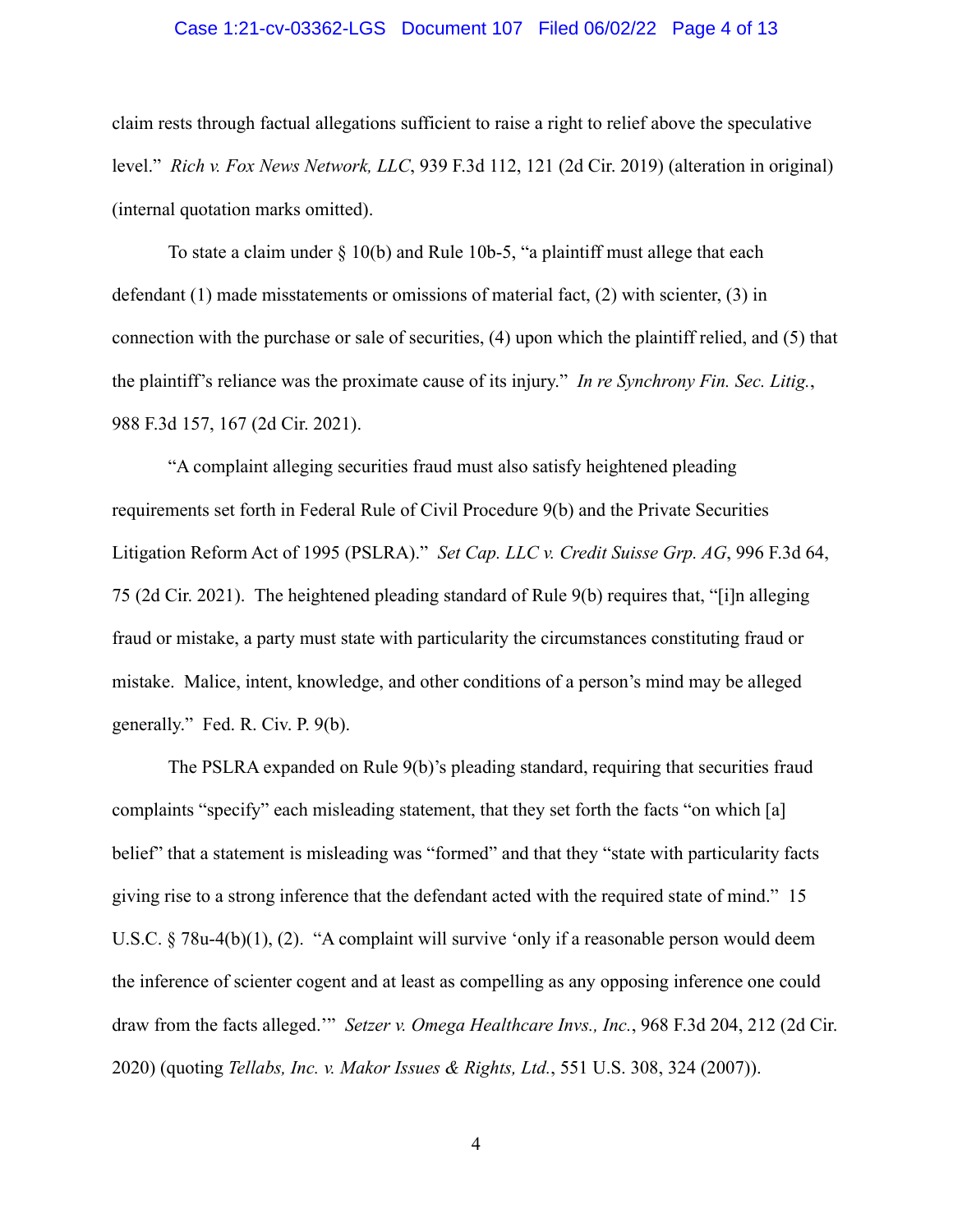claim rests through factual allegations sufficient to raise a right to relief above the speculative level." *Rich v. Fox News Network, LLC*, 939 F.3d 112, 121 (2d Cir. 2019) (alteration in original) (internal quotation marks omitted).

To state a claim under § 10(b) and Rule 10b-5, "a plaintiff must allege that each defendant (1) made misstatements or omissions of material fact, (2) with scienter, (3) in connection with the purchase or sale of securities, (4) upon which the plaintiff relied, and (5) that the plaintiff's reliance was the proximate cause of its injury." *In re Synchrony Fin. Sec. Litig.*, 988 F.3d 157, 167 (2d Cir. 2021).

"A complaint alleging securities fraud must also satisfy heightened pleading requirements set forth in Federal Rule of Civil Procedure 9(b) and the Private Securities Litigation Reform Act of 1995 (PSLRA)." *Set Cap. LLC v. Credit Suisse Grp. AG*, 996 F.3d 64, 75 (2d Cir. 2021). The heightened pleading standard of Rule 9(b) requires that, "[i]n alleging fraud or mistake, a party must state with particularity the circumstances constituting fraud or mistake. Malice, intent, knowledge, and other conditions of a person's mind may be alleged generally." Fed. R. Civ. P. 9(b).

The PSLRA expanded on Rule 9(b)'s pleading standard, requiring that securities fraud complaints "specify" each misleading statement, that they set forth the facts "on which [a] belief" that a statement is misleading was "formed" and that they "state with particularity facts giving rise to a strong inference that the defendant acted with the required state of mind." 15 U.S.C. § 78u-4(b)(1), (2). "A complaint will survive 'only if a reasonable person would deem the inference of scienter cogent and at least as compelling as any opposing inference one could draw from the facts alleged.'" *Setzer v. Omega Healthcare Invs., Inc.*, 968 F.3d 204, 212 (2d Cir. 2020) (quoting *Tellabs, Inc. v. Makor Issues & Rights, Ltd.*, 551 U.S. 308, 324 (2007)).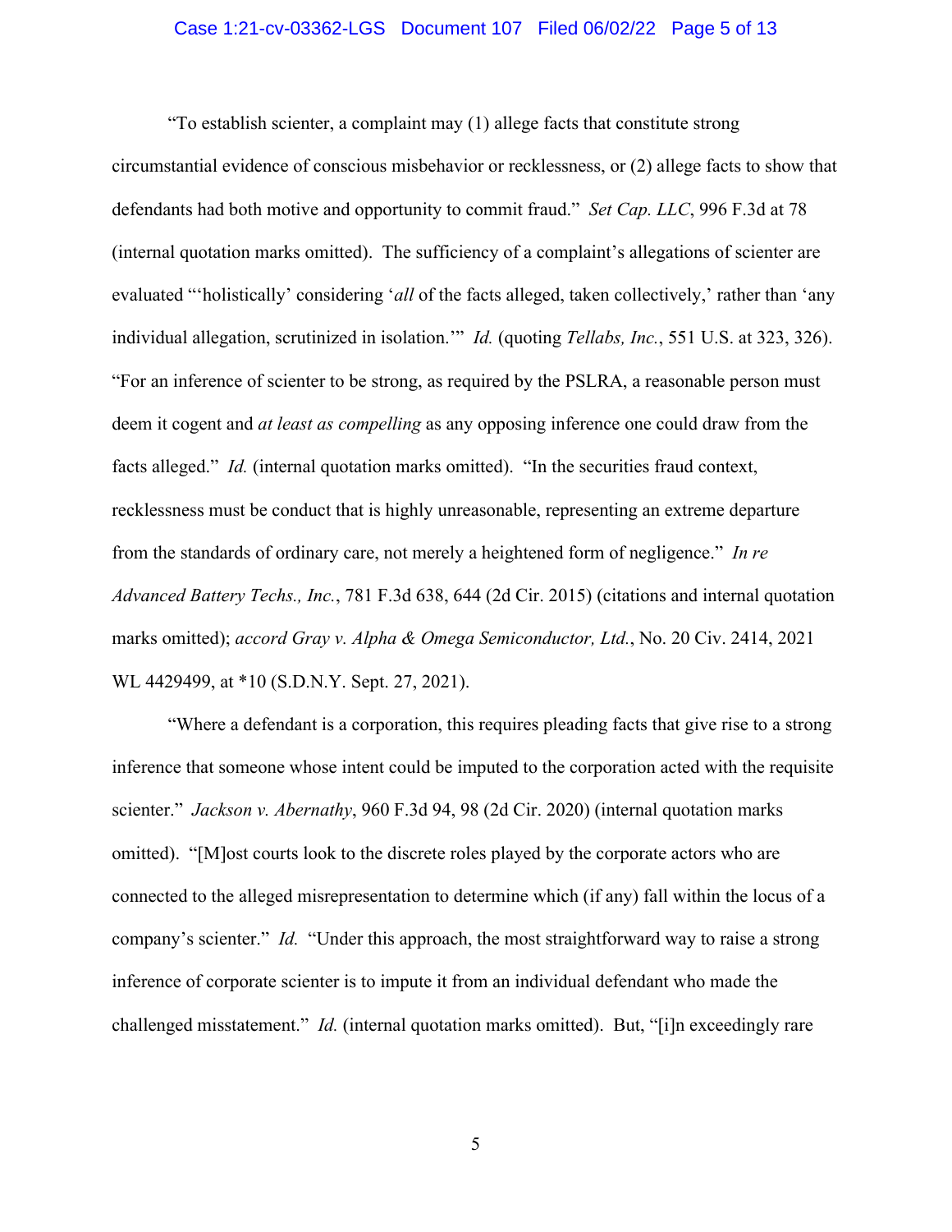"To establish scienter, a complaint may (1) allege facts that constitute strong circumstantial evidence of conscious misbehavior or recklessness, or (2) allege facts to show that defendants had both motive and opportunity to commit fraud." *Set Cap. LLC*, 996 F.3d at 78 (internal quotation marks omitted). The sufficiency of a complaint's allegations of scienter are evaluated "'holistically' considering '*all* of the facts alleged, taken collectively,' rather than 'any individual allegation, scrutinized in isolation.'" *Id.* (quoting *Tellabs, Inc.*, 551 U.S. at 323, 326). "For an inference of scienter to be strong, as required by the PSLRA, a reasonable person must deem it cogent and *at least as compelling* as any opposing inference one could draw from the facts alleged." *Id.* (internal quotation marks omitted). "In the securities fraud context, recklessness must be conduct that is highly unreasonable, representing an extreme departure from the standards of ordinary care, not merely a heightened form of negligence." *In re Advanced Battery Techs., Inc.*, 781 F.3d 638, 644 (2d Cir. 2015) (citations and internal quotation marks omitted); *accord Gray v. Alpha & Omega Semiconductor, Ltd.*, No. 20 Civ. 2414, 2021 WL 4429499, at *10 (S.D.N.Y. Sept. 27, 2021).

"Where a defendant is a corporation, this requires pleading facts that give rise to a strong inference that someone whose intent could be imputed to the corporation acted with the requisite scienter." *Jackson v. Abernathy*, 960 F.3d 94, 98 (2d Cir. 2020) (internal quotation marks omitted). "[M]ost courts look to the discrete roles played by the corporate actors who are connected to the alleged misrepresentation to determine which (if any) fall within the locus of a company's scienter." *Id.* "Under this approach, the most straightforward way to raise a strong inference of corporate scienter is to impute it from an individual defendant who made the challenged misstatement." *Id.* (internal quotation marks omitted). But, "[i]n exceedingly rare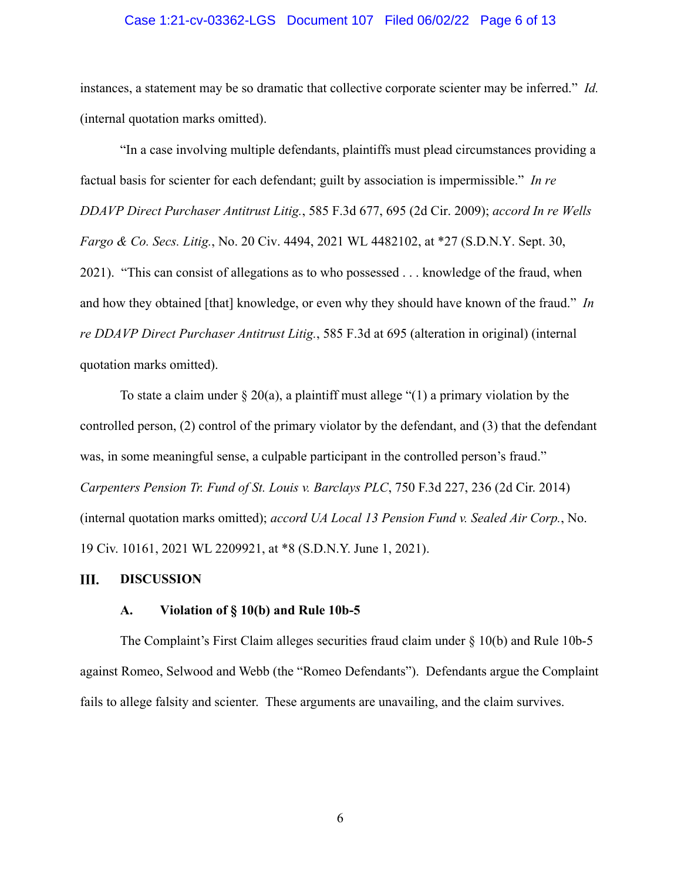instances, a statement may be so dramatic that collective corporate scienter may be inferred." *Id.* (internal quotation marks omitted).

"In a case involving multiple defendants, plaintiffs must plead circumstances providing a factual basis for scienter for each defendant; guilt by association is impermissible." *In re DDAVP Direct Purchaser Antitrust Litig.*, 585 F.3d 677, 695 (2d Cir. 2009); *accord In re Wells Fargo & Co. Secs. Litig.*, No. 20 Civ. 4494, 2021 WL 4482102, at *27 (S.D.N.Y. Sept. 30, 2021). "This can consist of allegations as to who possessed . . . knowledge of the fraud, when and how they obtained [that] knowledge, or even why they should have known of the fraud." *In re DDAVP Direct Purchaser Antitrust Litig.*, 585 F.3d at 695 (alteration in original) (internal quotation marks omitted).

To state a claim under § 20(a), a plaintiff must allege "(1) a primary violation by the controlled person, (2) control of the primary violator by the defendant, and (3) that the defendant was, in some meaningful sense, a culpable participant in the controlled person's fraud." *Carpenters Pension Tr. Fund of St. Louis v. Barclays PLC*, 750 F.3d 227, 236 (2d Cir. 2014) (internal quotation marks omitted); *accord UA Local 13 Pension Fund v. Sealed Air Corp.*, No. 19 Civ. 10161, 2021 WL 2209921, at *8 (S.D.N.Y. June 1, 2021).

## III. DISCUSSION

### A. Violation of § 10(b) and Rule 10b-5

The Complaint's First Claim alleges securities fraud claim under § 10(b) and Rule 10b-5 against Romeo, Selwood and Webb (the "Romeo Defendants"). Defendants argue the Complaint fails to allege falsity and scienter. These arguments are unavailing, and the claim survives.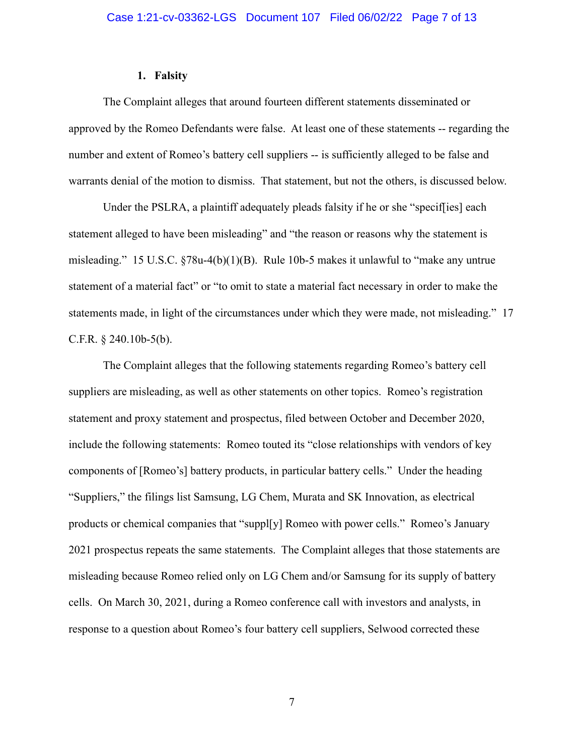### 1. Falsity

The Complaint alleges that around fourteen different statements disseminated or approved by the Romeo Defendants were false. At least one of these statements -- regarding the number and extent of Romeo's battery cell suppliers -- is sufficiently alleged to be false and warrants denial of the motion to dismiss. That statement, but not the others, is discussed below.

Under the PSLRA, a plaintiff adequately pleads falsity if he or she "specif[ies] each statement alleged to have been misleading" and "the reason or reasons why the statement is misleading." 15 U.S.C. §78u-4(b)(1)(B). Rule 10b-5 makes it unlawful to "make any untrue statement of a material fact" or "to omit to state a material fact necessary in order to make the statements made, in light of the circumstances under which they were made, not misleading." 17 C.F.R. § 240.10b-5(b).

The Complaint alleges that the following statements regarding Romeo's battery cell suppliers are misleading, as well as other statements on other topics. Romeo's registration statement and proxy statement and prospectus, filed between October and December 2020, include the following statements: Romeo touted its "close relationships with vendors of key components of [Romeo's] battery products, in particular battery cells." Under the heading "Suppliers," the filings list Samsung, LG Chem, Murata and SK Innovation, as electrical products or chemical companies that "suppl[y] Romeo with power cells." Romeo's January 2021 prospectus repeats the same statements. The Complaint alleges that those statements are misleading because Romeo relied only on LG Chem and/or Samsung for its supply of battery cells. On March 30, 2021, during a Romeo conference call with investors and analysts, in response to a question about Romeo's four battery cell suppliers, Selwood corrected these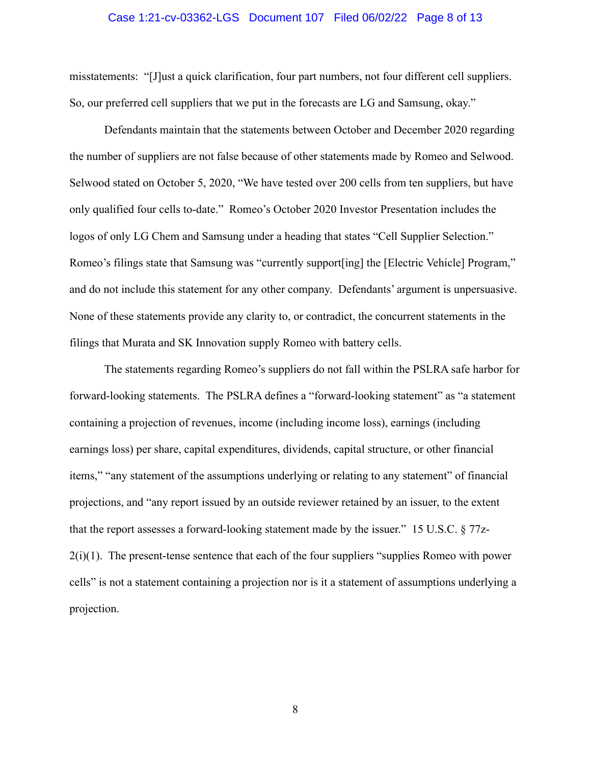misstatements: "[J]ust a quick clarification, four part numbers, not four different cell suppliers. So, our preferred cell suppliers that we put in the forecasts are LG and Samsung, okay."

Defendants maintain that the statements between October and December 2020 regarding the number of suppliers are not false because of other statements made by Romeo and Selwood. Selwood stated on October 5, 2020, "We have tested over 200 cells from ten suppliers, but have only qualified four cells to-date." Romeo's October 2020 Investor Presentation includes the logos of only LG Chem and Samsung under a heading that states "Cell Supplier Selection." Romeo's filings state that Samsung was "currently support[ing] the [Electric Vehicle] Program," and do not include this statement for any other company. Defendants' argument is unpersuasive. None of these statements provide any clarity to, or contradict, the concurrent statements in the filings that Murata and SK Innovation supply Romeo with battery cells.

The statements regarding Romeo's suppliers do not fall within the PSLRA safe harbor for forward-looking statements. The PSLRA defines a "forward-looking statement" as "a statement containing a projection of revenues, income (including income loss), earnings (including earnings loss) per share, capital expenditures, dividends, capital structure, or other financial items," "any statement of the assumptions underlying or relating to any statement" of financial projections, and "any report issued by an outside reviewer retained by an issuer, to the extent that the report assesses a forward-looking statement made by the issuer." 15 U.S.C. § 77z-2(i)(1). The present-tense sentence that each of the four suppliers "supplies Romeo with power cells" is not a statement containing a projection nor is it a statement of assumptions underlying a projection.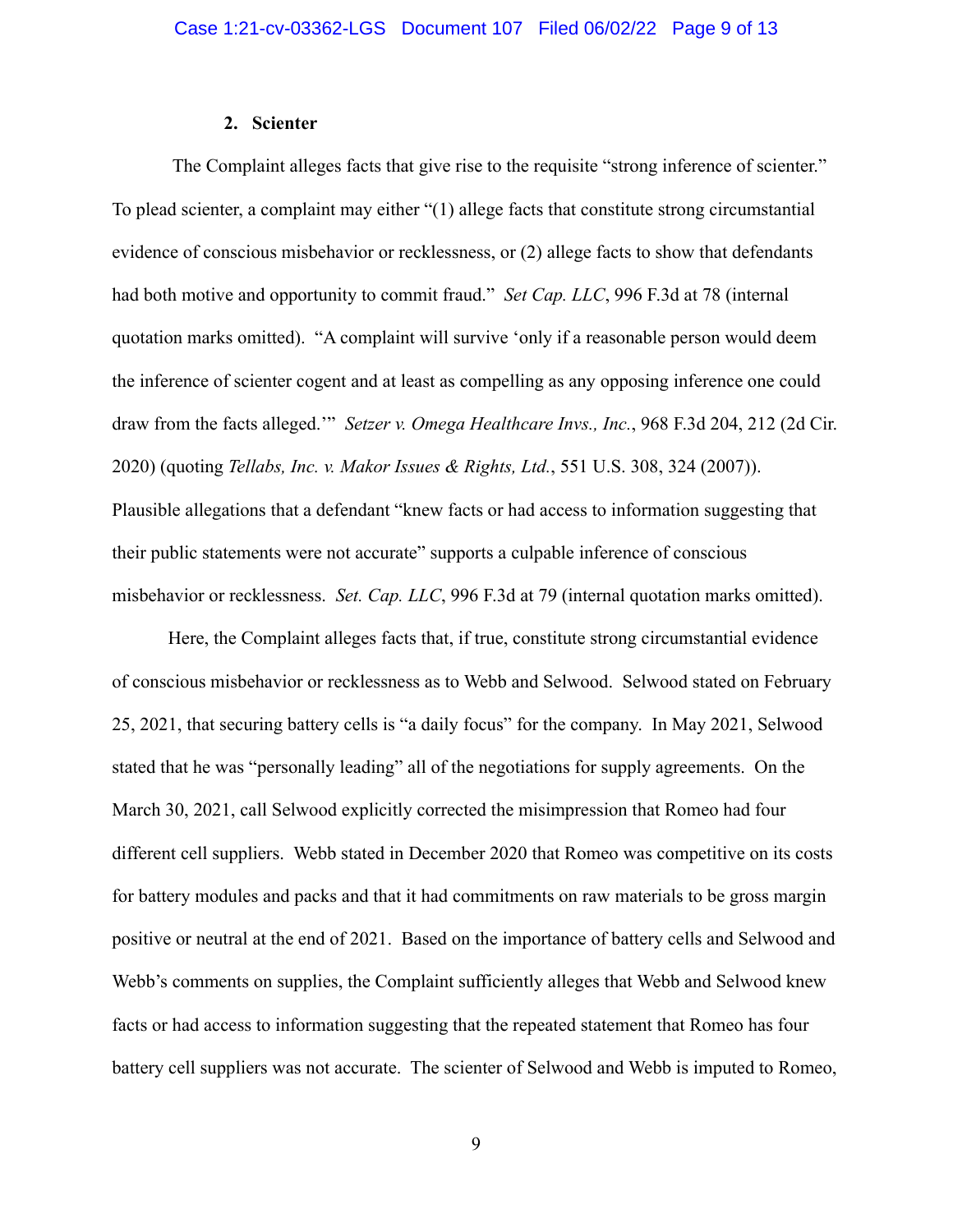### 2. Scienter

The Complaint alleges facts that give rise to the requisite "strong inference of scienter." To plead scienter, a complaint may either "(1) allege facts that constitute strong circumstantial evidence of conscious misbehavior or recklessness, or (2) allege facts to show that defendants had both motive and opportunity to commit fraud." *Set Cap. LLC*, 996 F.3d at 78 (internal quotation marks omitted). "A complaint will survive 'only if a reasonable person would deem the inference of scienter cogent and at least as compelling as any opposing inference one could draw from the facts alleged.'" *Setzer v. Omega Healthcare Invs., Inc.*, 968 F.3d 204, 212 (2d Cir. 2020) (quoting *Tellabs, Inc. v. Makor Issues & Rights, Ltd.*, 551 U.S. 308, 324 (2007)). Plausible allegations that a defendant "knew facts or had access to information suggesting that their public statements were not accurate" supports a culpable inference of conscious misbehavior or recklessness. *Set. Cap. LLC*, 996 F.3d at 79 (internal quotation marks omitted).

Here, the Complaint alleges facts that, if true, constitute strong circumstantial evidence of conscious misbehavior or recklessness as to Webb and Selwood. Selwood stated on February 25, 2021, that securing battery cells is "a daily focus" for the company. In May 2021, Selwood stated that he was "personally leading" all of the negotiations for supply agreements. On the March 30, 2021, call Selwood explicitly corrected the misimpression that Romeo had four different cell suppliers. Webb stated in December 2020 that Romeo was competitive on its costs for battery modules and packs and that it had commitments on raw materials to be gross margin positive or neutral at the end of 2021. Based on the importance of battery cells and Selwood and Webb's comments on supplies, the Complaint sufficiently alleges that Webb and Selwood knew facts or had access to information suggesting that the repeated statement that Romeo has four battery cell suppliers was not accurate. The scienter of Selwood and Webb is imputed to Romeo,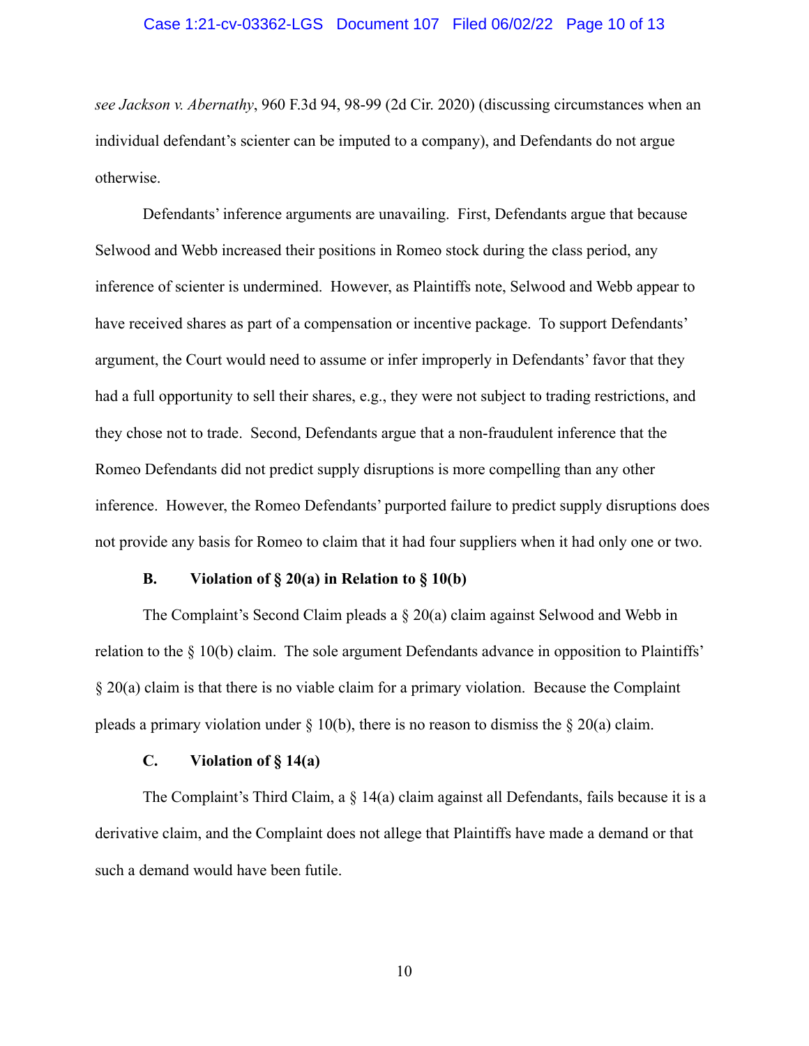*see Jackson v. Abernathy*, 960 F.3d 94, 98-99 (2d Cir. 2020) (discussing circumstances when an individual defendant's scienter can be imputed to a company), and Defendants do not argue otherwise.

Defendants' inference arguments are unavailing. First, Defendants argue that because Selwood and Webb increased their positions in Romeo stock during the class period, any inference of scienter is undermined. However, as Plaintiffs note, Selwood and Webb appear to have received shares as part of a compensation or incentive package. To support Defendants' argument, the Court would need to assume or infer improperly in Defendants' favor that they had a full opportunity to sell their shares, e.g., they were not subject to trading restrictions, and they chose not to trade. Second, Defendants argue that a non-fraudulent inference that the Romeo Defendants did not predict supply disruptions is more compelling than any other inference. However, the Romeo Defendants' purported failure to predict supply disruptions does not provide any basis for Romeo to claim that it had four suppliers when it had only one or two.

### B. Violation of § 20(a) in Relation to § 10(b)

The Complaint's Second Claim pleads a § 20(a) claim against Selwood and Webb in relation to the § 10(b) claim. The sole argument Defendants advance in opposition to Plaintiffs' § 20(a) claim is that there is no viable claim for a primary violation. Because the Complaint pleads a primary violation under § 10(b), there is no reason to dismiss the § 20(a) claim.

### C. Violation of § 14(a)

The Complaint's Third Claim, a § 14(a) claim against all Defendants, fails because it is a derivative claim, and the Complaint does not allege that Plaintiffs have made a demand or that such a demand would have been futile.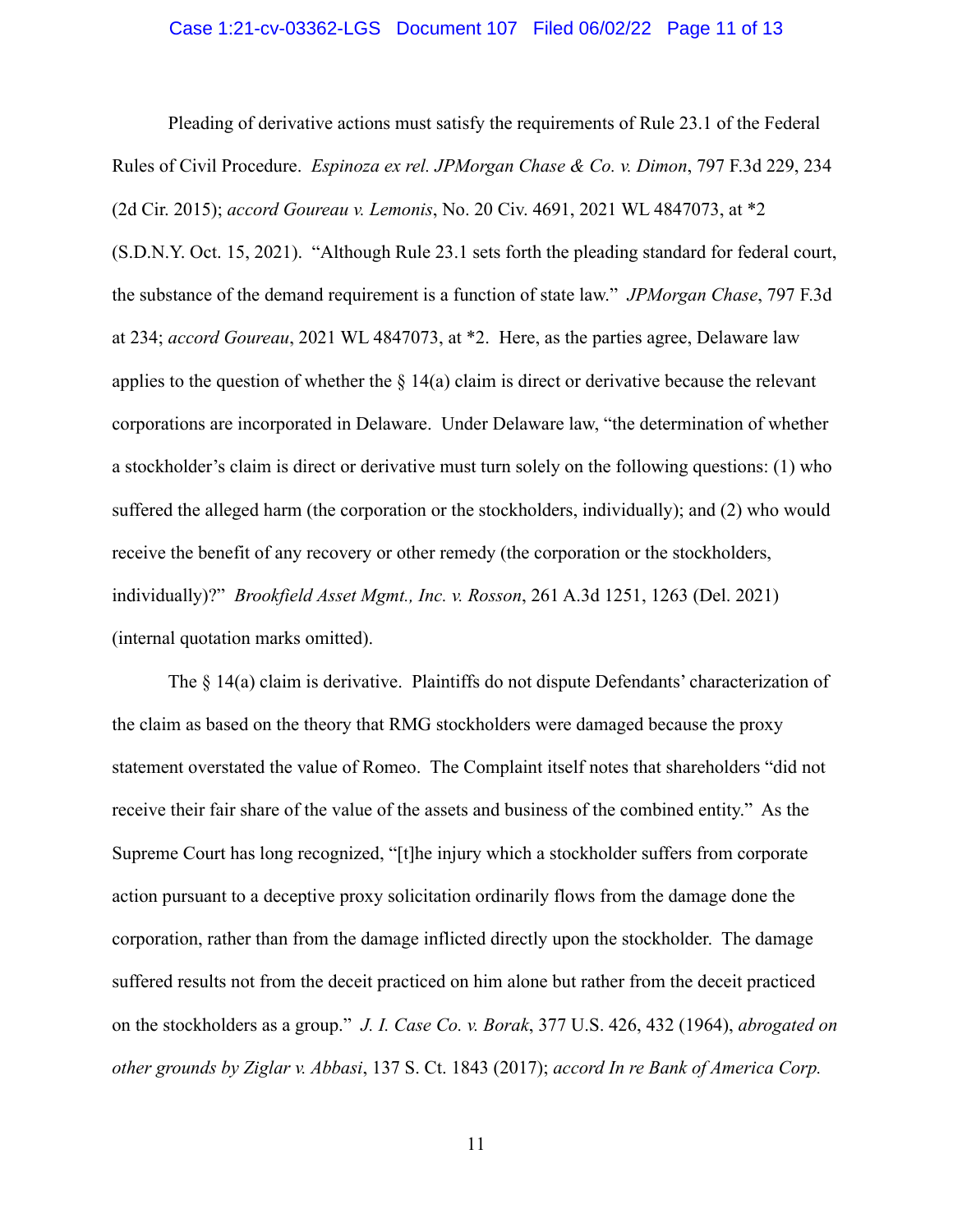Pleading of derivative actions must satisfy the requirements of Rule 23.1 of the Federal Rules of Civil Procedure. *Espinoza ex rel. JPMorgan Chase & Co. v. Dimon*, 797 F.3d 229, 234 (2d Cir. 2015); *accord Goureau v. Lemonis*, No. 20 Civ. 4691, 2021 WL 4847073, at *2 (S.D.N.Y. Oct. 15, 2021). "Although Rule 23.1 sets forth the pleading standard for federal court, the substance of the demand requirement is a function of state law." *JPMorgan Chase*, 797 F.3d at 234; *accord Goureau*, 2021 WL 4847073, at *2. Here, as the parties agree, Delaware law applies to the question of whether the § 14(a) claim is direct or derivative because the relevant corporations are incorporated in Delaware. Under Delaware law, "the determination of whether a stockholder's claim is direct or derivative must turn solely on the following questions: (1) who suffered the alleged harm (the corporation or the stockholders, individually); and (2) who would receive the benefit of any recovery or other remedy (the corporation or the stockholders, individually)?" *Brookfield Asset Mgmt., Inc. v. Rosson*, 261 A.3d 1251, 1263 (Del. 2021) (internal quotation marks omitted).

The § 14(a) claim is derivative. Plaintiffs do not dispute Defendants' characterization of the claim as based on the theory that RMG stockholders were damaged because the proxy statement overstated the value of Romeo. The Complaint itself notes that shareholders "did not receive their fair share of the value of the assets and business of the combined entity." As the Supreme Court has long recognized, "[t]he injury which a stockholder suffers from corporate action pursuant to a deceptive proxy solicitation ordinarily flows from the damage done the corporation, rather than from the damage inflicted directly upon the stockholder. The damage suffered results not from the deceit practiced on him alone but rather from the deceit practiced on the stockholders as a group." *J. I. Case Co. v. Borak*, 377 U.S. 426, 432 (1964), *abrogated on other grounds by Ziglar v. Abbasi*, 137 S. Ct. 1843 (2017); *accord In re Bank of America Corp.*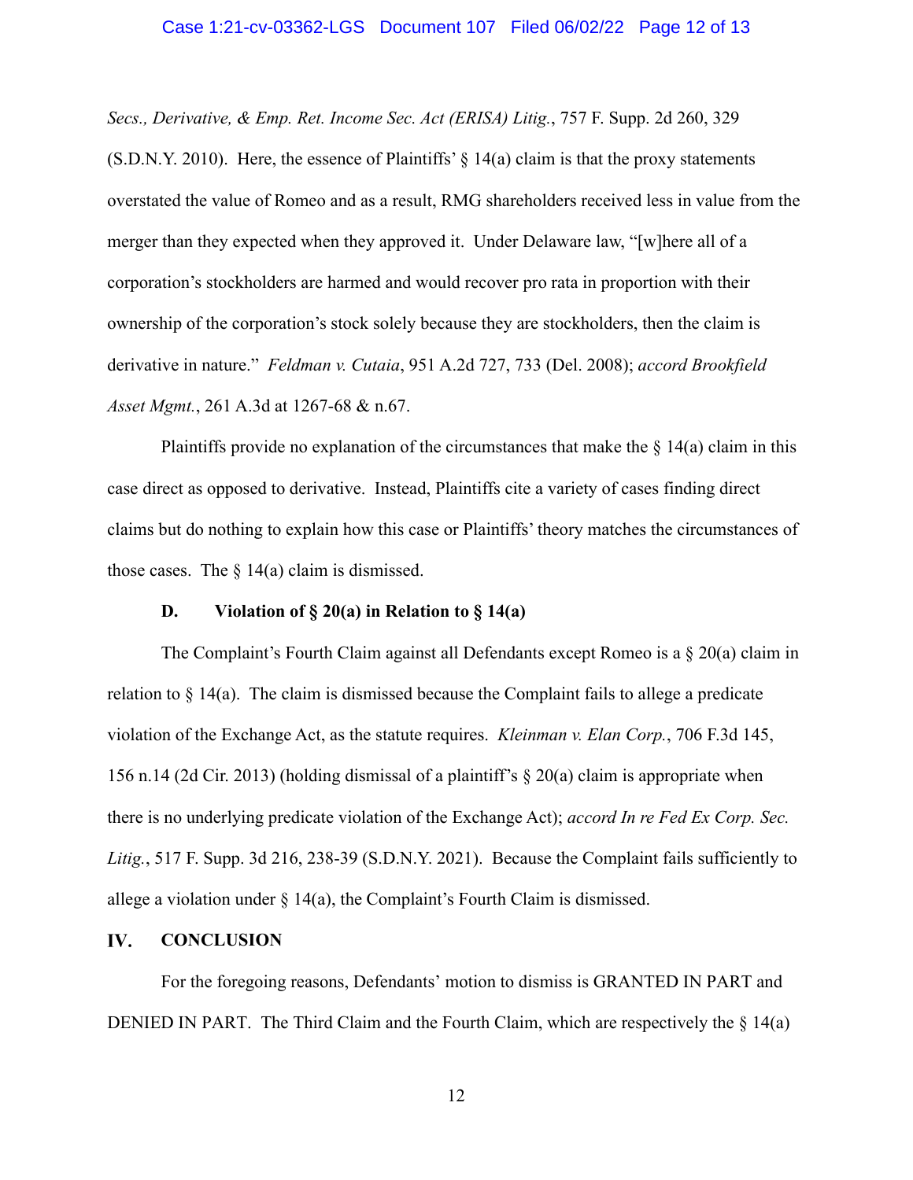*Secs., Derivative, & Emp. Ret. Income Sec. Act (ERISA) Litig.*, 757 F. Supp. 2d 260, 329 (S.D.N.Y. 2010). Here, the essence of Plaintiffs' § 14(a) claim is that the proxy statements overstated the value of Romeo and as a result, RMG shareholders received less in value from the merger than they expected when they approved it. Under Delaware law, "[w]here all of a corporation's stockholders are harmed and would recover pro rata in proportion with their ownership of the corporation's stock solely because they are stockholders, then the claim is derivative in nature." *Feldman v. Cutaia*, 951 A.2d 727, 733 (Del. 2008); *accord Brookfield Asset Mgmt.*, 261 A.3d at 1267-68 & n.67.

Plaintiffs provide no explanation of the circumstances that make the § 14(a) claim in this case direct as opposed to derivative. Instead, Plaintiffs cite a variety of cases finding direct claims but do nothing to explain how this case or Plaintiffs' theory matches the circumstances of those cases. The § 14(a) claim is dismissed.

### D. Violation of § 20(a) in Relation to § 14(a)

The Complaint's Fourth Claim against all Defendants except Romeo is a § 20(a) claim in relation to § 14(a). The claim is dismissed because the Complaint fails to allege a predicate violation of the Exchange Act, as the statute requires. *Kleinman v. Elan Corp.*, 706 F.3d 145, 156 n.14 (2d Cir. 2013) (holding dismissal of a plaintiff's § 20(a) claim is appropriate when there is no underlying predicate violation of the Exchange Act); *accord In re Fed Ex Corp. Sec. Litig.*, 517 F. Supp. 3d 216, 238-39 (S.D.N.Y. 2021). Because the Complaint fails sufficiently to allege a violation under § 14(a), the Complaint's Fourth Claim is dismissed.

## IV. CONCLUSION

For the foregoing reasons, Defendants' motion to dismiss is GRANTED IN PART and DENIED IN PART. The Third Claim and the Fourth Claim, which are respectively the § 14(a)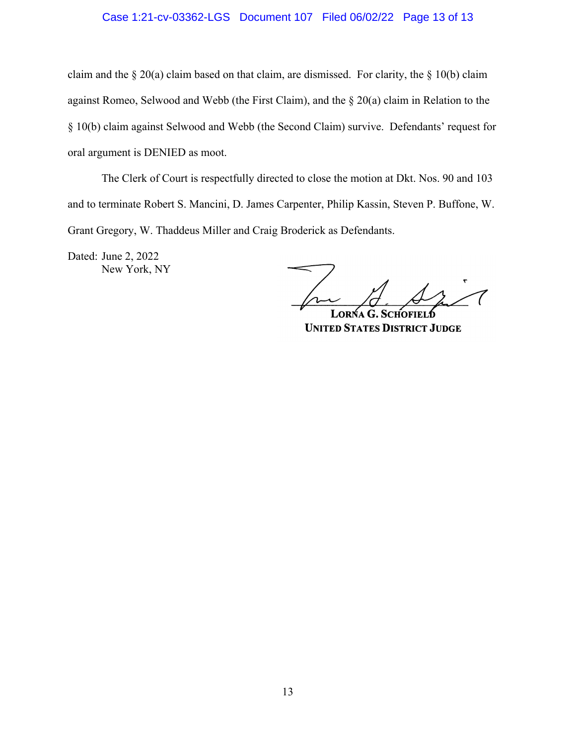claim and the § 20(a) claim based on that claim, are dismissed. For clarity, the § 10(b) claim against Romeo, Selwood and Webb (the First Claim), and the § 20(a) claim in Relation to the § 10(b) claim against Selwood and Webb (the Second Claim) survive. Defendants' request for oral argument is DENIED as moot.

The Clerk of Court is respectfully directed to close the motion at Dkt. Nos. 90 and 103 and to terminate Robert S. Mancini, D. James Carpenter, Philip Kassin, Steven P. Buffone, W. Grant Gregory, W. Thaddeus Miller and Craig Broderick as Defendants.

Dated: June 2, 2022
New York, NY

LORNA G. SCHOFIELD
UNITED STATES DISTRICT JUDGE